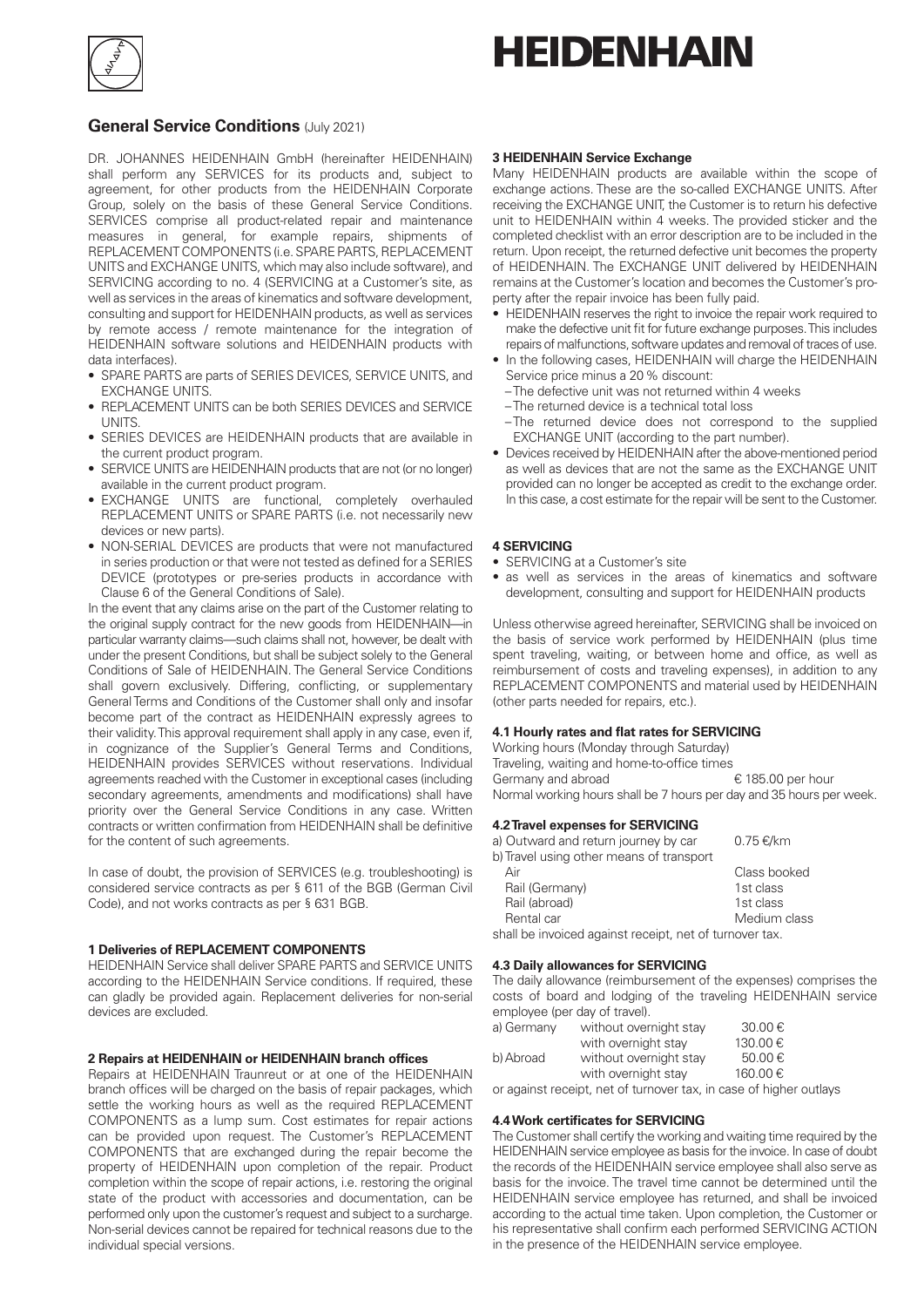# HEIDENHAIN

## General Service Conditions (July 2021)

DR. JOHANNES HEIDENHAIN GmbH (hereinafter HEIDENHAIN) shall perform any SERVICES for its products and, subject to agreement, for other products from the HEIDENHAIN Corporate Group, solely on the basis of these General Service Conditions. SERVICES comprise all product-related repair and maintenance measures in general, for example repairs, shipments of REPLACEMENT COMPONENTS (i.e. SPARE PARTS, REPLACEMENT UNITS and EXCHANGE UNITS, which may also include software), and SERVICING according to no. 4 (SERVICING at a Customer's site, as well as services in the areas of kinematics and software development, consulting and support for HEIDENHAIN products, as well as services by remote access / remote maintenance for the integration of HEIDENHAIN software solutions and HEIDENHAIN products with data interfaces).

- SPARE PARTS are parts of SERIES DEVICES, SERVICE UNITS, and EXCHANGE UNITS.
- REPLACEMENT UNITS can be both SERIES DEVICES and SERVICE UNITS.
- SERIES DEVICES are HEIDENHAIN products that are available in the current product program.
- SERVICE UNITS are HEIDENHAIN products that are not (or no longer) available in the current product program.
- EXCHANGE UNITS are functional, completely overhauled REPLACEMENT UNITS or SPARE PARTS (i.e. not necessarily new devices or new parts).
- NON-SERIAL DEVICES are products that were not manufactured in series production or that were not tested as defined for a SERIES DEVICE (prototypes or pre-series products in accordance with Clause 6 of the General Conditions of Sale).

In the event that any claims arise on the part of the Customer relating to the original supply contract for the new goods from HEIDENHAIN—in particular warranty claims—such claims shall not, however, be dealt with under the present Conditions, but shall be subject solely to the General Conditions of Sale of HEIDENHAIN. The General Service Conditions shall govern exclusively. Differing, conflicting, or supplementary General Terms and Conditions of the Customer shall only and insofar become part of the contract as HEIDENHAIN expressly agrees to their validity. This approval requirement shall apply in any case, even if, in cognizance of the Supplier's General Terms and Conditions, HEIDENHAIN provides SERVICES without reservations. Individual agreements reached with the Customer in exceptional cases (including secondary agreements, amendments and modifications) shall have priority over the General Service Conditions in any case. Written contracts or written confirmation from HEIDENHAIN shall be definitive for the content of such agreements.

In case of doubt, the provision of SERVICES (e.g. troubleshooting) is considered service contracts as per § 611 of the BGB (German Civil Code), and not works contracts as per § 631 BGB.

### 1 Deliveries of REPLACEMENT COMPONENTS

HEIDENHAIN Service shall deliver SPARE PARTS and SERVICE UNITS according to the HEIDENHAIN Service conditions. If required, these can gladly be provided again. Replacement deliveries for non-serial devices are excluded.

### 2 Repairs at HEIDENHAIN or HEIDENHAIN branch offices

Repairs at HEIDENHAIN Traunreut or at one of the HEIDENHAIN branch offices will be charged on the basis of repair packages, which settle the working hours as well as the required REPLACEMENT COMPONENTS as a lump sum. Cost estimates for repair actions can be provided upon request. The Customer's REPLACEMENT COMPONENTS that are exchanged during the repair become the property of HEIDENHAIN upon completion of the repair. Product completion within the scope of repair actions, i.e. restoring the original state of the product with accessories and documentation, can be performed only upon the customer's request and subject to a surcharge. Non-serial devices cannot be repaired for technical reasons due to the individual special versions.

### 3 HEIDENHAIN Service Exchange

Many HEIDENHAIN products are available within the scope of exchange actions. These are the so-called EXCHANGE UNITS. After receiving the EXCHANGE UNIT, the Customer is to return his defective unit to HEIDENHAIN within 4 weeks. The provided sticker and the completed checklist with an error description are to be included in the return. Upon receipt, the returned defective unit becomes the property of HEIDENHAIN. The EXCHANGE UNIT delivered by HEIDENHAIN remains at the Customer's location and becomes the Customer's property after the repair invoice has been fully paid.

- HEIDENHAIN reserves the right to invoice the repair work required to make the defective unit fit for future exchange purposes. This includes repairs of malfunctions, software updates and removal of traces of use.
- In the following cases, HEIDENHAIN will charge the HEIDENHAIN Service price minus a 20 % discount:
  - The defective unit was not returned within 4 weeks
  - The returned device is a technical total loss
  - The returned device does not correspond to the supplied EXCHANGE UNIT (according to the part number).
- Devices received by HEIDENHAIN after the above-mentioned period as well as devices that are not the same as the EXCHANGE UNIT provided can no longer be accepted as credit to the exchange order. In this case, a cost estimate for the repair will be sent to the Customer.

### 4 SERVICING

- SERVICING at a Customer's site
- as well as services in the areas of kinematics and software development, consulting and support for HEIDENHAIN products

Unless otherwise agreed hereinafter, SERVICING shall be invoiced on the basis of service work performed by HEIDENHAIN (plus time spent traveling, waiting, or between home and office, as well as reimbursement of costs and traveling expenses), in addition to any REPLACEMENT COMPONENTS and material used by HEIDENHAIN (other parts needed for repairs, etc.).

#### 4.1 Hourly rates and flat rates for SERVICING

Working hours (Monday through Saturday)
Traveling, waiting and home-to-office times

| | |
|---|---|
| Germany and abroad | € 185.00 per hour |

Normal working hours shall be 7 hours per day and 35 hours per week.

#### 4.2 Travel expenses for SERVICING

| | |
|---|---|
| a) Outward and return journey by car | 0.75 €/km |
| b) Travel using other means of transport | |
| Air | Class booked |
| Rail (Germany) | 1st class |
| Rail (abroad) | 1st class |
| Rental car | Medium class |

shall be invoiced against receipt, net of turnover tax.

#### 4.3 Daily allowances for SERVICING

The daily allowance (reimbursement of the expenses) comprises the costs of board and lodging of the traveling HEIDENHAIN service employee (per day of travel).

| | | |
|---|---|---|
| a) Germany | without overnight stay | 30.00 € |
| | with overnight stay | 130.00 € |
| b) Abroad | without overnight stay | 50.00 € |
| | with overnight stay | 160.00 € |

or against receipt, net of turnover tax, in case of higher outlays

#### 4.4 Work certificates for SERVICING

The Customer shall certify the working and waiting time required by the HEIDENHAIN service employee as basis for the invoice. In case of doubt the records of the HEIDENHAIN service employee shall also serve as basis for the invoice. The travel time cannot be determined until the HEIDENHAIN service employee has returned, and shall be invoiced according to the actual time taken. Upon completion, the Customer or his representative shall confirm each performed SERVICING ACTION in the presence of the HEIDENHAIN service employee.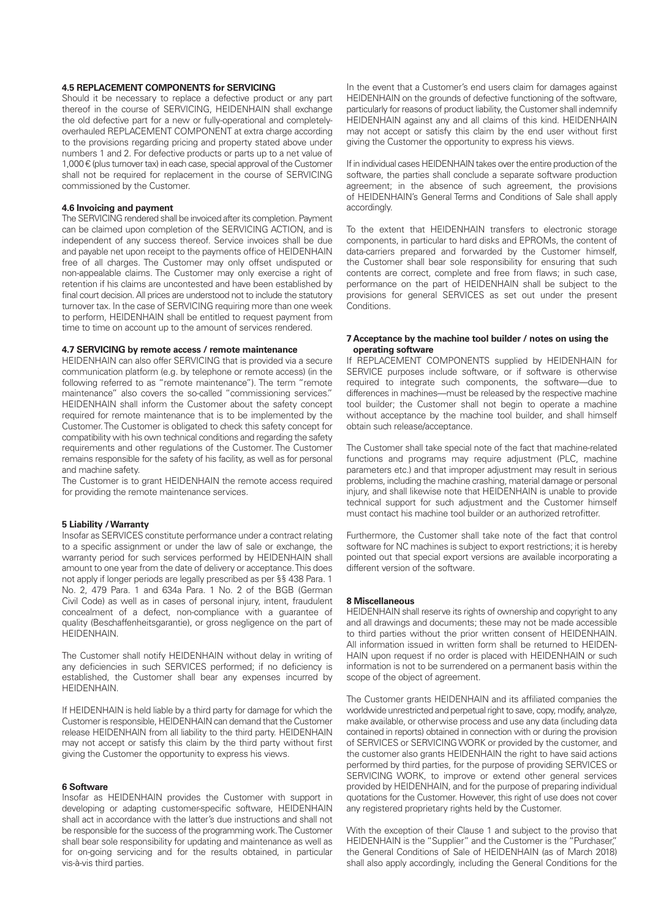### 4.5 REPLACEMENT COMPONENTS for SERVICING

Should it be necessary to replace a defective product or any part thereof in the course of SERVICING, HEIDENHAIN shall exchange the old defective part for a new or fully-operational and completely-overhauled REPLACEMENT COMPONENT at extra charge according to the provisions regarding pricing and property stated above under numbers 1 and 2. For defective products or parts up to a net value of 1,000 € (plus turnover tax) in each case, special approval of the Customer shall not be required for replacement in the course of SERVICING commissioned by the Customer.

### 4.6 Invoicing and payment

The SERVICING rendered shall be invoiced after its completion. Payment can be claimed upon completion of the SERVICING ACTION, and is independent of any success thereof. Service invoices shall be due and payable net upon receipt to the payments office of HEIDENHAIN free of all charges. The Customer may only offset undisputed or non-appealable claims. The Customer may only exercise a right of retention if his claims are uncontested and have been established by final court decision. All prices are understood not to include the statutory turnover tax. In the case of SERVICING requiring more than one week to perform, HEIDENHAIN shall be entitled to request payment from time to time on account up to the amount of services rendered.

### 4.7 SERVICING by remote access / remote maintenance

HEIDENHAIN can also offer SERVICING that is provided via a secure communication platform (e.g. by telephone or remote access) (in the following referred to as "remote maintenance"). The term "remote maintenance" also covers the so-called "commissioning services." HEIDENHAIN shall inform the Customer about the safety concept required for remote maintenance that is to be implemented by the Customer. The Customer is obligated to check this safety concept for compatibility with his own technical conditions and regarding the safety requirements and other regulations of the Customer. The Customer remains responsible for the safety of his facility, as well as for personal and machine safety.
The Customer is to grant HEIDENHAIN the remote access required for providing the remote maintenance services.

### 5 Liability / Warranty

Insofar as SERVICES constitute performance under a contract relating to a specific assignment or under the law of sale or exchange, the warranty period for such services performed by HEIDENHAIN shall amount to one year from the date of delivery or acceptance. This does not apply if longer periods are legally prescribed as per §§ 438 Para. 1 No. 2, 479 Para. 1 and 634a Para. 1 No. 2 of the BGB (German Civil Code) as well as in cases of personal injury, intent, fraudulent concealment of a defect, non-compliance with a guarantee of quality (Beschaffenheitsgarantie), or gross negligence on the part of HEIDENHAIN.

The Customer shall notify HEIDENHAIN without delay in writing of any deficiencies in such SERVICES performed; if no deficiency is established, the Customer shall bear any expenses incurred by HEIDENHAIN.

If HEIDENHAIN is held liable by a third party for damage for which the Customer is responsible, HEIDENHAIN can demand that the Customer release HEIDENHAIN from all liability to the third party. HEIDENHAIN may not accept or satisfy this claim by the third party without first giving the Customer the opportunity to express his views.

### 6 Software

Insofar as HEIDENHAIN provides the Customer with support in developing or adapting customer-specific software, HEIDENHAIN shall act in accordance with the latter's due instructions and shall not be responsible for the success of the programming work. The Customer shall bear sole responsibility for updating and maintenance as well as for on-going servicing and for the results obtained, in particular vis-à-vis third parties.

In the event that a Customer's end users claim for damages against HEIDENHAIN on the grounds of defective functioning of the software, particularly for reasons of product liability, the Customer shall indemnify HEIDENHAIN against any and all claims of this kind. HEIDENHAIN may not accept or satisfy this claim by the end user without first giving the Customer the opportunity to express his views.

If in individual cases HEIDENHAIN takes over the entire production of the software, the parties shall conclude a separate software production agreement; in the absence of such agreement, the provisions of HEIDENHAIN's General Terms and Conditions of Sale shall apply accordingly.

To the extent that HEIDENHAIN transfers to electronic storage components, in particular to hard disks and EPROMs, the content of data-carriers prepared and forwarded by the Customer himself, the Customer shall bear sole responsibility for ensuring that such contents are correct, complete and free from flaws; in such case, performance on the part of HEIDENHAIN shall be subject to the provisions for general SERVICES as set out under the present Conditions.

### 7 Acceptance by the machine tool builder / notes on using the operating software

If REPLACEMENT COMPONENTS supplied by HEIDENHAIN for SERVICE purposes include software, or if software is otherwise required to integrate such components, the software—due to differences in machines—must be released by the respective machine tool builder; the Customer shall not begin to operate a machine without acceptance by the machine tool builder, and shall himself obtain such release/acceptance.

The Customer shall take special note of the fact that machine-related functions and programs may require adjustment (PLC, machine parameters etc.) and that improper adjustment may result in serious problems, including the machine crashing, material damage or personal injury, and shall likewise note that HEIDENHAIN is unable to provide technical support for such adjustment and the Customer himself must contact his machine tool builder or an authorized retrofitter.

Furthermore, the Customer shall take note of the fact that control software for NC machines is subject to export restrictions; it is hereby pointed out that special export versions are available incorporating a different version of the software.

### 8 Miscellaneous

HEIDENHAIN shall reserve its rights of ownership and copyright to any and all drawings and documents; these may not be made accessible to third parties without the prior written consent of HEIDENHAIN. All information issued in written form shall be returned to HEIDENHAIN upon request if no order is placed with HEIDENHAIN or such information is not to be surrendered on a permanent basis within the scope of the object of agreement.

The Customer grants HEIDENHAIN and its affiliated companies the worldwide unrestricted and perpetual right to save, copy, modify, analyze, make available, or otherwise process and use any data (including data contained in reports) obtained in connection with or during the provision of SERVICES or SERVICING WORK or provided by the customer, and the customer also grants HEIDENHAIN the right to have said actions performed by third parties, for the purpose of providing SERVICES or SERVICING WORK, to improve or extend other general services provided by HEIDENHAIN, and for the purpose of preparing individual quotations for the Customer. However, this right of use does not cover any registered proprietary rights held by the Customer.

With the exception of their Clause 1 and subject to the proviso that HEIDENHAIN is the "Supplier" and the Customer is the "Purchaser," the General Conditions of Sale of HEIDENHAIN (as of March 2018) shall also apply accordingly, including the General Conditions for the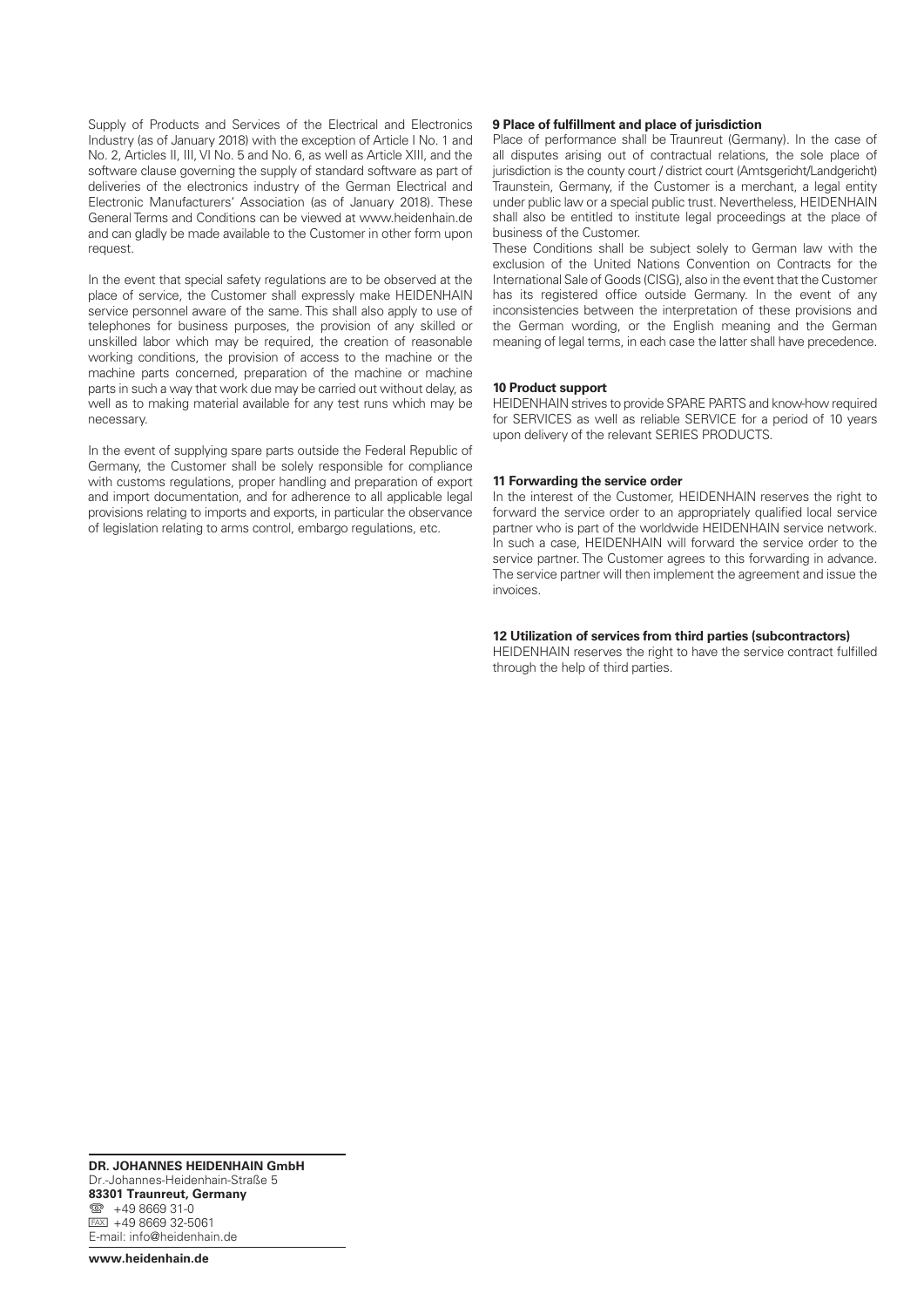Supply of Products and Services of the Electrical and Electronics Industry (as of January 2018) with the exception of Article I No. 1 and No. 2, Articles II, III, VI No. 5 and No. 6, as well as Article XIII, and the software clause governing the supply of standard software as part of deliveries of the electronics industry of the German Electrical and Electronic Manufacturers' Association (as of January 2018). These General Terms and Conditions can be viewed at www.heidenhain.de and can gladly be made available to the Customer in other form upon request.

In the event that special safety regulations are to be observed at the place of service, the Customer shall expressly make HEIDENHAIN service personnel aware of the same. This shall also apply to use of telephones for business purposes, the provision of any skilled or unskilled labor which may be required, the creation of reasonable working conditions, the provision of access to the machine or the machine parts concerned, preparation of the machine or machine parts in such a way that work due may be carried out without delay, as well as to making material available for any test runs which may be necessary.

In the event of supplying spare parts outside the Federal Republic of Germany, the Customer shall be solely responsible for compliance with customs regulations, proper handling and preparation of export and import documentation, and for adherence to all applicable legal provisions relating to imports and exports, in particular the observance of legislation relating to arms control, embargo regulations, etc.

**9 Place of fulfillment and place of jurisdiction**

Place of performance shall be Traunreut (Germany). In the case of all disputes arising out of contractual relations, the sole place of jurisdiction is the county court / district court (Amtsgericht/Landgericht) Traunstein, Germany, if the Customer is a merchant, a legal entity under public law or a special public trust. Nevertheless, HEIDENHAIN shall also be entitled to institute legal proceedings at the place of business of the Customer.

These Conditions shall be subject solely to German law with the exclusion of the United Nations Convention on Contracts for the International Sale of Goods (CISG), also in the event that the Customer has its registered office outside Germany. In the event of any inconsistencies between the interpretation of these provisions and the German wording, or the English meaning and the German meaning of legal terms, in each case the latter shall have precedence.

**10 Product support**

HEIDENHAIN strives to provide SPARE PARTS and know-how required for SERVICES as well as reliable SERVICE for a period of 10 years upon delivery of the relevant SERIES PRODUCTS.

**11 Forwarding the service order**

In the interest of the Customer, HEIDENHAIN reserves the right to forward the service order to an appropriately qualified local service partner who is part of the worldwide HEIDENHAIN service network. In such a case, HEIDENHAIN will forward the service order to the service partner. The Customer agrees to this forwarding in advance. The service partner will then implement the agreement and issue the invoices.

**12 Utilization of services from third parties (subcontractors)**

HEIDENHAIN reserves the right to have the service contract fulfilled through the help of third parties.

**DR. JOHANNES HEIDENHAIN GmbH**
Dr.-Johannes-Heidenhain-Straße 5
**83301 Traunreut, Germany**
☎ +49 8669 31-0
FAX +49 8669 32-5061
E-mail: info@heidenhain.de

**www.heidenhain.de**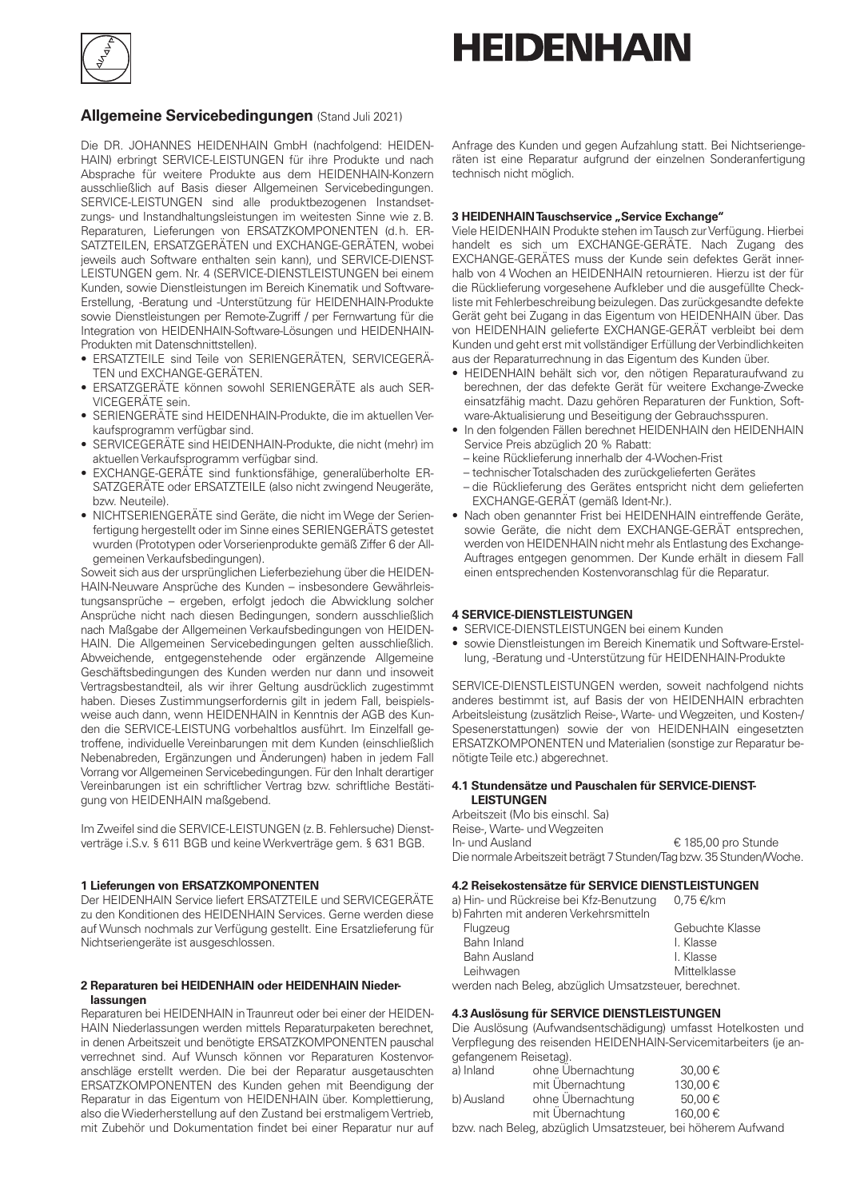## Allgemeine Servicebedingungen (Stand Juli 2021)

Die DR. JOHANNES HEIDENHAIN GmbH (nachfolgend: HEIDENHAIN) erbringt SERVICE-LEISTUNGEN für ihre Produkte und nach Absprache für weitere Produkte aus dem HEIDENHAIN-Konzern ausschließlich auf Basis dieser Allgemeinen Servicebedingungen. SERVICE-LEISTUNGEN sind alle produktbezogenen Instandsetzungs- und Instandhaltungsleistungen im weitesten Sinne wie z. B. Reparaturen, Lieferungen von ERSATZKOMPONENTEN (d. h. ERSATZTEILEN, ERSATZGERÄTEN und EXCHANGE-GERÄTEN, wobei jeweils auch Software enthalten sein kann), und SERVICE-DIENSTLEISTUNGEN gem. Nr. 4 (SERVICE-DIENSTLEISTUNGEN bei einem Kunden, sowie Dienstleistungen im Bereich Kinematik und Software-Erstellung, -Beratung und -Unterstützung für HEIDENHAIN-Produkte sowie Dienstleistungen per Remote-Zugriff / per Fernwartung für die Integration von HEIDENHAIN-Software-Lösungen und HEIDENHAIN-Produkten mit Datenschnittstellen).

- ERSATZTEILE sind Teile von SERIENGERÄTEN, SERVICEGERÄTEN und EXCHANGE-GERÄTEN.
- ERSATZGERÄTE können sowohl SERIENGERÄTE als auch SERVICEGERÄTE sein.
- SERIENGERÄTE sind HEIDENHAIN-Produkte, die im aktuellen Verkaufsprogramm verfügbar sind.
- SERVICEGERÄTE sind HEIDENHAIN-Produkte, die nicht (mehr) im aktuellen Verkaufsprogramm verfügbar sind.
- EXCHANGE-GERÄTE sind funktionsfähige, generalüberholte ERSATZGERÄTE oder ERSATZTEILE (also nicht zwingend Neugeräte, bzw. Neuteile).
- NICHTSERIENGERÄTE sind Geräte, die nicht im Wege der Serienfertigung hergestellt oder im Sinne eines SERIENGERÄTS getestet wurden (Prototypen oder Vorserienprodukte gemäß Ziffer 6 der Allgemeinen Verkaufsbedingungen).

Soweit sich aus der ursprünglichen Lieferbeziehung über die HEIDENHAIN-Neuware Ansprüche des Kunden – insbesondere Gewährleistungsansprüche – ergeben, erfolgt jedoch die Abwicklung solcher Ansprüche nicht nach diesen Bedingungen, sondern ausschließlich nach Maßgabe der Allgemeinen Verkaufsbedingungen von HEIDENHAIN. Die Allgemeinen Servicebedingungen gelten ausschließlich. Abweichende, entgegenstehende oder ergänzende Allgemeine Geschäftsbedingungen des Kunden werden nur dann und insoweit Vertragsbestandteil, als wir ihrer Geltung ausdrücklich zugestimmt haben. Dieses Zustimmungserfordernis gilt in jedem Fall, beispielsweise auch dann, wenn HEIDENHAIN in Kenntnis der AGB des Kunden die SERVICE-LEISTUNG vorbehaltlos ausführt. Im Einzelfall getroffene, individuelle Vereinbarungen mit dem Kunden (einschließlich Nebenabreden, Ergänzungen und Änderungen) haben in jedem Fall Vorrang vor Allgemeinen Servicebedingungen. Für den Inhalt derartiger Vereinbarungen ist ein schriftlicher Vertrag bzw. schriftliche Bestätigung von HEIDENHAIN maßgebend.

Im Zweifel sind die SERVICE-LEISTUNGEN (z. B. Fehlersuche) Dienstverträge i.S.v. § 611 BGB und keine Werkverträge gem. § 631 BGB.

### 1 Lieferungen von ERSATZKOMPONENTEN

Der HEIDENHAIN Service liefert ERSATZTEILE und SERVICEGERÄTE zu den Konditionen des HEIDENHAIN Services. Gerne werden diese auf Wunsch nochmals zur Verfügung gestellt. Eine Ersatzlieferung für Nichtseriengeräte ist ausgeschlossen.

### 2 Reparaturen bei HEIDENHAIN oder HEIDENHAIN Niederlassungen

Reparaturen bei HEIDENHAIN in Traunreut oder bei einer der HEIDENHAIN Niederlassungen werden mittels Reparaturpaketen berechnet, in denen Arbeitszeit und benötigte ERSATZKOMPONENTEN pauschal verrechnet sind. Auf Wunsch können vor Reparaturen Kostenvoranschläge erstellt werden. Die bei der Reparatur ausgetauschten ERSATZKOMPONENTEN des Kunden gehen mit Beendigung der Reparatur in das Eigentum von HEIDENHAIN über. Komplettierung, also die Wiederherstellung auf den Zustand bei erstmaligem Vertrieb, mit Zubehör und Dokumentation findet bei einer Reparatur nur auf Anfrage des Kunden und gegen Aufzahlung statt. Bei Nichtseriengeräten ist eine Reparatur aufgrund der einzelnen Sonderanfertigung technisch nicht möglich.

### 3 HEIDENHAIN Tauschservice „Service Exchange"

Viele HEIDENHAIN Produkte stehen im Tausch zur Verfügung. Hierbei handelt es sich um EXCHANGE-GERÄTE. Nach Zugang des EXCHANGE-GERÄTES muss der Kunde sein defektes Gerät innerhalb von 4 Wochen an HEIDENHAIN retournieren. Hierzu ist der für die Rücklieferung vorgesehene Aufkleber und die ausgefüllte Checkliste mit Fehlerbeschreibung beizulegen. Das zurückgesandte defekte Gerät geht bei Zugang in das Eigentum von HEIDENHAIN über. Das von HEIDENHAIN gelieferte EXCHANGE-GERÄT verbleibt bei dem Kunden und geht erst mit vollständiger Erfüllung der Verbindlichkeiten aus der Reparaturrechnung in das Eigentum des Kunden über.

- HEIDENHAIN behält sich vor, den nötigen Reparaturaufwand zu berechnen, der das defekte Gerät für weitere Exchange-Zwecke einsatzfähig macht. Dazu gehören Reparaturen der Funktion, Software-Aktualisierung und Beseitigung der Gebrauchsspuren.
- In den folgenden Fällen berechnet HEIDENHAIN den HEIDENHAIN Service Preis abzüglich 20 % Rabatt:
  - keine Rücklieferung innerhalb der 4-Wochen-Frist
  - technischer Totalschaden des zurückgelieferten Gerätes
  - die Rücklieferung des Gerätes entspricht nicht dem gelieferten EXCHANGE-GERÄT (gemäß Ident-Nr.).
- Nach oben genannter Frist bei HEIDENHAIN eintreffende Geräte, sowie Geräte, die nicht dem EXCHANGE-GERÄT entsprechen, werden von HEIDENHAIN nicht mehr als Entlastung des Exchange-Auftrages entgegen genommen. Der Kunde erhält in diesem Fall einen entsprechenden Kostenvoranschlag für die Reparatur.

### 4 SERVICE-DIENSTLEISTUNGEN

- SERVICE-DIENSTLEISTUNGEN bei einem Kunden
- sowie Dienstleistungen im Bereich Kinematik und Software-Erstellung, -Beratung und -Unterstützung für HEIDENHAIN-Produkte

SERVICE-DIENSTLEISTUNGEN werden, soweit nachfolgend nichts anderes bestimmt ist, auf Basis der von HEIDENHAIN erbrachten Arbeitsleistung (zusätzlich Reise-, Warte- und Wegzeiten, und Kosten-/Spesenerstattungen) sowie der von HEIDENHAIN eingesetzten ERSATZKOMPONENTEN und Materialien (sonstige zur Reparatur benötigte Teile etc.) abgerechnet.

#### 4.1 Stundensätze und Pauschalen für SERVICE-DIENSTLEISTUNGEN

Arbeitszeit (Mo bis einschl. Sa)
Reise-, Warte- und Wegzeiten

| | |
|---|---|
| In- und Ausland | € 185,00 pro Stunde |

Die normale Arbeitszeit beträgt 7 Stunden/Tag bzw. 35 Stunden/Woche.

#### 4.2 Reisekostensätze für SERVICE DIENSTLEISTUNGEN

| | |
|---|---|
| a) Hin- und Rückreise bei Kfz-Benutzung | 0,75 €/km |
| b) Fahrten mit anderen Verkehrsmitteln | |
| Flugzeug | Gebuchte Klasse |
| Bahn Inland | I. Klasse |
| Bahn Ausland | I. Klasse |
| Leihwagen | Mittelklasse |

werden nach Beleg, abzüglich Umsatzsteuer, berechnet.

#### 4.3 Auslösung für SERVICE DIENSTLEISTUNGEN

Die Auslösung (Aufwandsentschädigung) umfasst Hotelkosten und Verpflegung des reisenden HEIDENHAIN-Servicemitarbeiters (je angefangenem Reisetag).

| | | |
|---|---|---|
| a) Inland | ohne Übernachtung | 30,00 € |
| | mit Übernachtung | 130,00 € |
| b) Ausland | ohne Übernachtung | 50,00 € |
| | mit Übernachtung | 160,00 € |

bzw. nach Beleg, abzüglich Umsatzsteuer, bei höherem Aufwand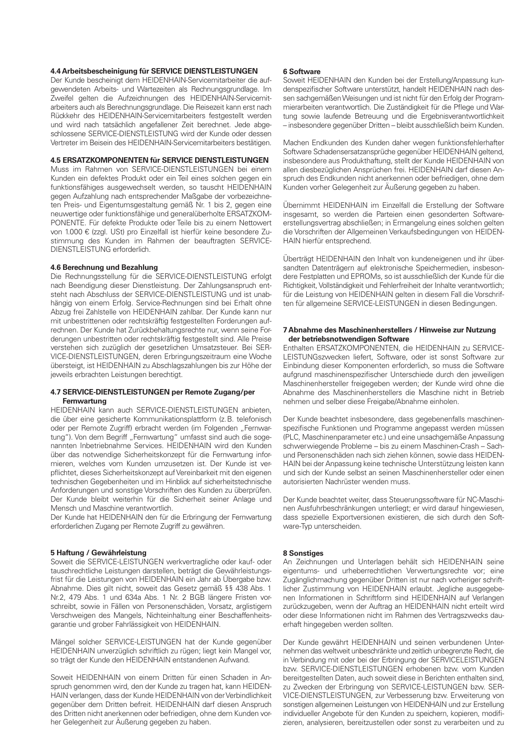#### 4.4 Arbeitsbescheinigung für SERVICE DIENSTLEISTUNGEN

Der Kunde bescheinigt dem HEIDENHAIN-Servicemitarbeiter die aufgewendeten Arbeits- und Wartezeiten als Rechnungsgrundlage. Im Zweifel gelten die Aufzeichnungen des HEIDENHAIN-Servicemitarbeiters auch als Berechnungsgrundlage. Die Reisezeit kann erst nach Rückkehr des HEIDENHAIN-Servicemitarbeiters festgestellt werden und wird nach tatsächlich angefallener Zeit berechnet. Jede abgeschlossene SERVICE-DIENSTLEISTUNG wird der Kunde oder dessen Vertreter im Beisein des HEIDENHAIN-Servicemitarbeiters bestätigen.

#### 4.5 ERSATZKOMPONENTEN für SERVICE DIENSTLEISTUNGEN

Muss im Rahmen von SERVICE-DIENSTLEISTUNGEN bei einem Kunden ein defektes Produkt oder ein Teil eines solchen gegen ein funktionsfähiges ausgewechselt werden, so tauscht HEIDENHAIN gegen Aufzahlung nach entsprechender Maßgabe der vorbezeichneten Preis- und Eigentumsgestaltung gemäß Nr. 1 bis 2, gegen eine neuwertige oder funktionsfähige und generalüberholte ERSATZKOMPONENTE. Für defekte Produkte oder Teile bis zu einem Nettowert von 1.000 € (zzgl. USt) pro Einzelfall ist hierfür keine besondere Zustimmung des Kunden im Rahmen der beauftragten SERVICE-DIENSTLEISTUNG erforderlich.

#### 4.6 Berechnung und Bezahlung

Die Rechnungsstellung für die SERVICE-DIENSTLEISTUNG erfolgt nach Beendigung dieser Dienstleistung. Der Zahlungsanspruch entsteht nach Abschluss der SERVICE-DIENSTLEISTUNG und ist unabhängig von einem Erfolg. Service-Rechnungen sind bei Erhalt ohne Abzug frei Zahlstelle von HEIDENHAIN zahlbar. Der Kunde kann nur mit unbestrittenen oder rechtskräftig festgestellten Forderungen aufrechnen. Der Kunde hat Zurückbehaltungsrechte nur, wenn seine Forderungen unbestritten oder rechtskräftig festgestellt sind. Alle Preise verstehen sich zuzüglich der gesetzlichen Umsatzsteuer. Bei SERVICE-DIENSTLEISTUNGEN, deren Erbringungszeitraum eine Woche übersteigt, ist HEIDENHAIN zu Abschlagszahlungen bis zur Höhe der jeweils erbrachten Leistungen berechtigt.

#### 4.7 SERVICE-DIENSTLEISTUNGEN per Remote Zugang/per Fernwartung

HEIDENHAIN kann auch SERVICE-DIENSTLEISTUNGEN anbieten, die über eine gesicherte Kommunikationsplattform (z. B. telefonisch oder per Remote Zugriff) erbracht werden (im Folgenden „Fernwartung"). Von dem Begriff „Fernwartung" umfasst sind auch die sogenannten Inbetriebnahme Services. HEIDENHAIN wird den Kunden über das notwendige Sicherheitskonzept für die Fernwartung informieren, welches vom Kunden umzusetzen ist. Der Kunde ist verpflichtet, dieses Sicherheitskonzept auf Vereinbarkeit mit den eigenen technischen Gegebenheiten und im Hinblick auf sicherheitstechnische Anforderungen und sonstige Vorschriften des Kunden zu überprüfen. Der Kunde bleibt weiterhin für die Sicherheit seiner Anlage und Mensch und Maschine verantwortlich.

Der Kunde hat HEIDENHAIN den für die Erbringung der Fernwartung erforderlichen Zugang per Remote Zugriff zu gewähren.

### 5 Haftung / Gewährleistung

Soweit die SERVICE-LEISTUNGEN werkvertragliche oder kauf- oder tauschrechtliche Leistungen darstellen, beträgt die Gewährleistungsfrist für die Leistungen von HEIDENHAIN ein Jahr ab Übergabe bzw. Abnahme. Dies gilt nicht, soweit das Gesetz gemäß §§ 438 Abs. 1 Nr.2, 479 Abs. 1 und 634a Abs. 1 Nr. 2 BGB längere Fristen vorschreibt, sowie in Fällen von Personenschäden, Vorsatz, arglistigem Verschweigen des Mangels, Nichteinhaltung einer Beschaffenheitsgarantie und grober Fahrlässigkeit von HEIDENHAIN.

Mängel solcher SERVICE-LEISTUNGEN hat der Kunde gegenüber HEIDENHAIN unverzüglich schriftlich zu rügen; liegt kein Mangel vor, so trägt der Kunde den HEIDENHAIN entstandenen Aufwand.

Soweit HEIDENHAIN von einem Dritten für einen Schaden in Anspruch genommen wird, den der Kunde zu tragen hat, kann HEIDENHAIN verlangen, dass der Kunde HEIDENHAIN von der Verbindlichkeit gegenüber dem Dritten befreit. HEIDENHAIN darf diesen Anspruch des Dritten nicht anerkennen oder befriedigen, ohne dem Kunden vorher Gelegenheit zur Äußerung gegeben zu haben.

### 6 Software

Soweit HEIDENHAIN den Kunden bei der Erstellung/Anpassung kundenspezifischer Software unterstützt, handelt HEIDENHAIN nach dessen sachgemäßen Weisungen und ist nicht für den Erfolg der Programmierarbeiten verantwortlich. Die Zuständigkeit für die Pflege und Wartung sowie laufende Betreuung und die Ergebnisverantwortlichkeit – insbesondere gegenüber Dritten – bleibt ausschließlich beim Kunden.

Machen Endkunden des Kunden daher wegen funktionsfehlerhafter Software Schadensersatzansprüche gegenüber HEIDENHAIN geltend, insbesondere aus Produkthaftung, stellt der Kunde HEIDENHAIN von allen diesbezüglichen Ansprüchen frei. HEIDENHAIN darf diesen Anspruch des Endkunden nicht anerkennen oder befriedigen, ohne dem Kunden vorher Gelegenheit zur Äußerung gegeben zu haben.

Übernimmt HEIDENHAIN im Einzelfall die Erstellung der Software insgesamt, so werden die Parteien einen gesonderten Softwareerstellungsvertrag abschließen; in Ermangelung eines solchen gelten die Vorschriften der Allgemeinen Verkaufsbedingungen von HEIDENHAIN hierfür entsprechend.

Überträgt HEIDENHAIN den Inhalt von kundeneigenen und ihr übersandten Datenträgern auf elektronische Speichermedien, insbesondere Festplatten und EPROMs, so ist ausschließlich der Kunde für die Richtigkeit, Vollständigkeit und Fehlerfreiheit der Inhalte verantwortlich; für die Leistung von HEIDENHAIN gelten in diesem Fall die Vorschriften für allgemeine SERVICE-LEISTUNGEN in diesen Bedingungen.

### 7 Abnahme des Maschinenherstellers / Hinweise zur Nutzung der betriebsnotwendigen Software

Enthalten ERSATZKOMPONENTEN, die HEIDENHAIN zu SERVICE-LEISTUNGszwecken liefert, Software, oder ist sonst Software zur Einbindung dieser Komponenten erforderlich, so muss die Software aufgrund maschinenspezifischer Unterschiede durch den jeweiligen Maschinenhersteller freigegeben werden; der Kunde wird ohne die Abnahme des Maschinenherstellers die Maschine nicht in Betrieb nehmen und selber diese Freigabe/Abnahme einholen.

Der Kunde beachtet insbesondere, dass gegebenenfalls maschinenspezifische Funktionen und Programme angepasst werden müssen (PLC, Maschinenparameter etc.) und eine unsachgemäße Anpassung schwerwiegende Probleme – bis zu einem Maschinen-Crash – Sach- und Personenschäden nach sich ziehen können, sowie dass HEIDENHAIN bei der Anpassung keine technische Unterstützung leisten kann und sich der Kunde selbst an seinen Maschinenhersteller oder einen autorisierten Nachrüster wenden muss.

Der Kunde beachtet weiter, dass Steuerungssoftware für NC-Maschinen Ausfuhrbeschränkungen unterliegt; er wird darauf hingewiesen, dass spezielle Exportversionen existieren, die sich durch den Software-Typ unterscheiden.

### 8 Sonstiges

An Zeichnungen und Unterlagen behält sich HEIDENHAIN seine eigentums- und urheberrechtlichen Verwertungsrechte vor; eine Zugänglichmachung gegenüber Dritten ist nur nach vorheriger schriftlicher Zustimmung von HEIDENHAIN erlaubt. Jegliche ausgegebenen Informationen in Schriftform sind HEIDENHAIN auf Verlangen zurückzugeben, wenn der Auftrag an HEIDENHAIN nicht erteilt wird oder diese Informationen nicht im Rahmen des Vertragszwecks dauerhaft hingegeben werden sollten.

Der Kunde gewährt HEIDENHAIN und seinen verbundenen Unternehmen das weltweit unbeschränkte und zeitlich unbegrenzte Recht, die in Verbindung mit oder bei der Erbringung der SERVICELEISTUNGEN bzw. SERVICE-DIENSTLEISTUNGEN erhobenen bzw. vom Kunden bereitgestellten Daten, auch soweit diese in Berichten enthalten sind, zu Zwecken der Erbringung von SERVICE-LEISTUNGEN bzw. SERVICE-DIENSTLEISTUNGEN, zur Verbesserung bzw. Erweiterung von sonstigen allgemeinen Leistungen von HEIDENHAIN und zur Erstellung individueller Angebote für den Kunden zu speichern, kopieren, modifizieren, analysieren, bereitzustellen oder sonst zu verarbeiten und zu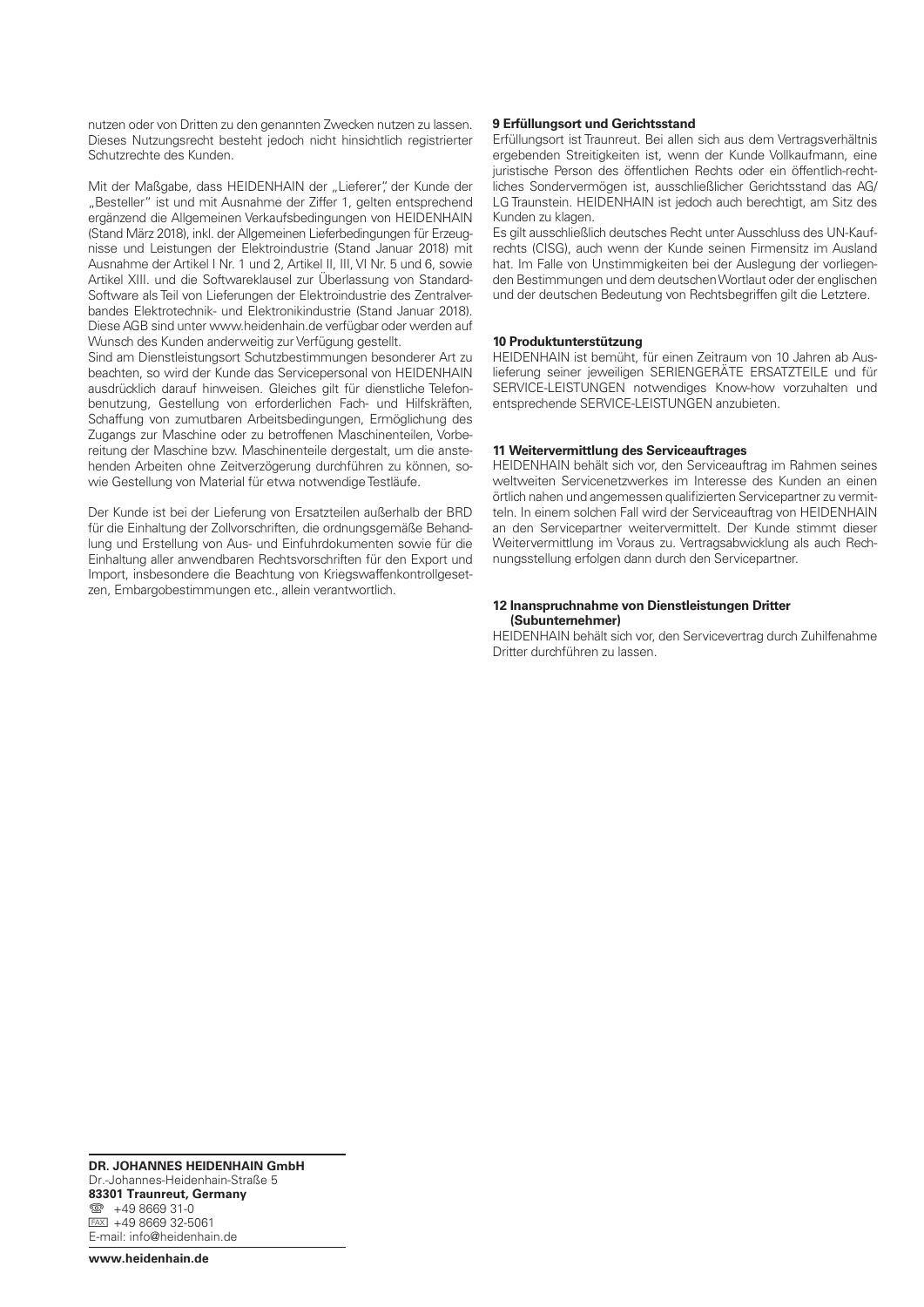nutzen oder von Dritten zu den genannten Zwecken nutzen zu lassen. Dieses Nutzungsrecht besteht jedoch nicht hinsichtlich registrierter Schutzrechte des Kunden.

Mit der Maßgabe, dass HEIDENHAIN der „Lieferer", der Kunde der „Besteller" ist und mit Ausnahme der Ziffer 1, gelten entsprechend ergänzend die Allgemeinen Verkaufsbedingungen von HEIDENHAIN (Stand März 2018), inkl. der Allgemeinen Lieferbedingungen für Erzeugnisse und Leistungen der Elektroindustrie (Stand Januar 2018) mit Ausnahme der Artikel I Nr. 1 und 2, Artikel II, III, VI Nr. 5 und 6, sowie Artikel XIII. und die Softwareklausel zur Überlassung von Standard-Software als Teil von Lieferungen der Elektroindustrie des Zentralverbandes Elektrotechnik- und Elektronikindustrie (Stand Januar 2018). Diese AGB sind unter www.heidenhain.de verfügbar oder werden auf Wunsch des Kunden anderweitig zur Verfügung gestellt.

Sind am Dienstleistungsort Schutzbestimmungen besonderer Art zu beachten, so wird der Kunde das Servicepersonal von HEIDENHAIN ausdrücklich darauf hinweisen. Gleiches gilt für dienstliche Telefonbenutzung, Gestellung von erforderlichen Fach- und Hilfskräften, Schaffung von zumutbaren Arbeitsbedingungen, Ermöglichung des Zugangs zur Maschine oder zu betroffenen Maschinenteilen, Vorbereitung der Maschine bzw. Maschinenteile dergestalt, um die anstehenden Arbeiten ohne Zeitverzögerung durchführen zu können, sowie Gestellung von Material für etwa notwendige Testläufe.

Der Kunde ist bei der Lieferung von Ersatzteilen außerhalb der BRD für die Einhaltung der Zollvorschriften, die ordnungsgemäße Behandlung und Erstellung von Aus- und Einfuhrdokumenten sowie für die Einhaltung aller anwendbaren Rechtsvorschriften für den Export und Import, insbesondere die Beachtung von Kriegswaffenkontrollgesetzen, Embargobestimmungen etc., allein verantwortlich.

**9 Erfüllungsort und Gerichtsstand**

Erfüllungsort ist Traunreut. Bei allen sich aus dem Vertragsverhältnis ergebenden Streitigkeiten ist, wenn der Kunde Vollkaufmann, eine juristische Person des öffentlichen Rechts oder ein öffentlich-rechtliches Sondervermögen ist, ausschließlicher Gerichtsstand das AG/LG Traunstein. HEIDENHAIN ist jedoch auch berechtigt, am Sitz des Kunden zu klagen.

Es gilt ausschließlich deutsches Recht unter Ausschluss des UN-Kaufrechts (CISG), auch wenn der Kunde seinen Firmensitz im Ausland hat. Im Falle von Unstimmigkeiten bei der Auslegung der vorliegenden Bestimmungen und dem deutschen Wortlaut oder der englischen und der deutschen Bedeutung von Rechtsbegriffen gilt die Letztere.

**10 Produktunterstützung**

HEIDENHAIN ist bemüht, für einen Zeitraum von 10 Jahren ab Auslieferung seiner jeweiligen SERIENGERÄTE ERSATZTEILE und für SERVICE-LEISTUNGEN notwendiges Know-how vorzuhalten und entsprechende SERVICE-LEISTUNGEN anzubieten.

**11 Weitervermittlung des Serviceauftrages**

HEIDENHAIN behält sich vor, den Serviceauftrag im Rahmen seines weltweiten Servicenetzwerkes im Interesse des Kunden an einen örtlich nahen und angemessen qualifizierten Servicepartner zu vermitteln. In einem solchen Fall wird der Serviceauftrag von HEIDENHAIN an den Servicepartner weitervermittelt. Der Kunde stimmt dieser Weitervermittlung im Voraus zu. Vertragsabwicklung als auch Rechnungsstellung erfolgen dann durch den Servicepartner.

**12 Inanspruchnahme von Dienstleistungen Dritter (Subunternehmer)**

HEIDENHAIN behält sich vor, den Servicevertrag durch Zuhilfenahme Dritter durchführen zu lassen.

**DR. JOHANNES HEIDENHAIN GmbH**
Dr.-Johannes-Heidenhain-Straße 5
**83301 Traunreut, Germany**
☎ +49 8669 31-0
FAX +49 8669 32-5061
E-mail: info@heidenhain.de

**www.heidenhain.de**